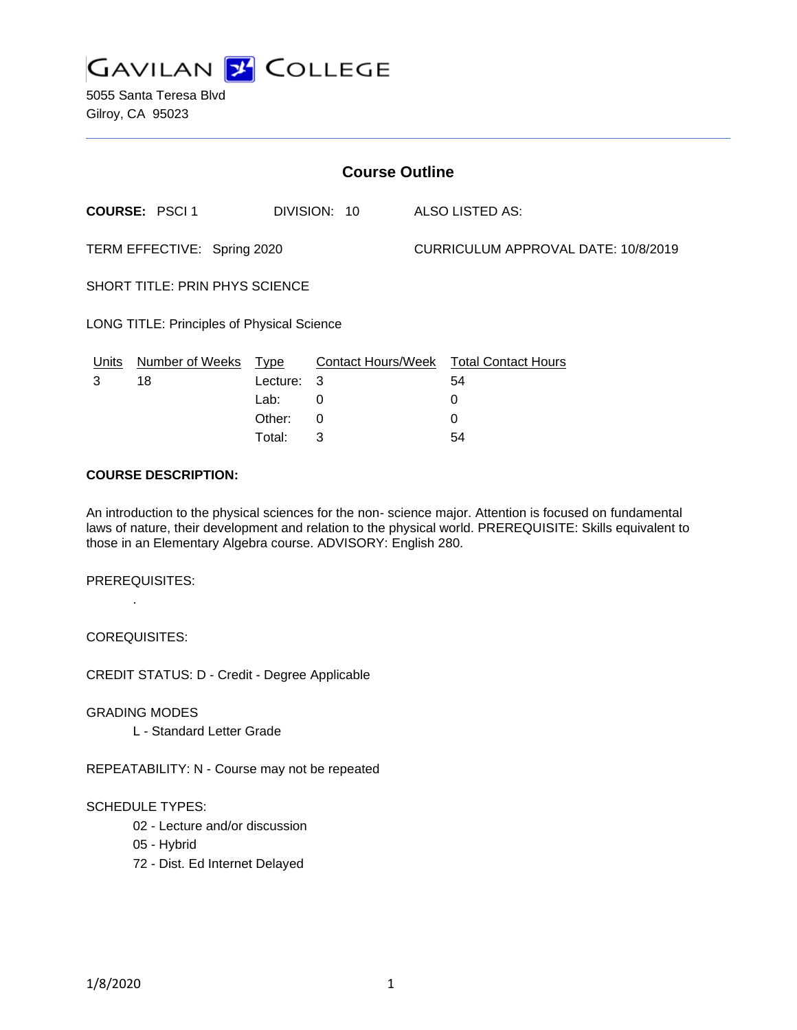# GAVILAN COLLEGE

5055 Santa Teresa Blvd
Gilroy, CA 95023

---

## Course Outline

**COURSE:** PSCI 1 DIVISION: 10 ALSO LISTED AS:

TERM EFFECTIVE: Spring 2020 CURRICULUM APPROVAL DATE: 10/8/2019

SHORT TITLE: PRIN PHYS SCIENCE

LONG TITLE: Principles of Physical Science

| Units | Number of Weeks | Type | Contact Hours/Week | Total Contact Hours |
|---|---|---|---|---|
| 3 | 18 | Lecture: | 3 | 54 |
| | | Lab: | 0 | 0 |
| | | Other: | 0 | 0 |
| | | Total: | 3 | 54 |

**COURSE DESCRIPTION:**

An introduction to the physical sciences for the non- science major. Attention is focused on fundamental laws of nature, their development and relation to the physical world. PREREQUISITE: Skills equivalent to those in an Elementary Algebra course. ADVISORY: English 280.

PREREQUISITES:

.

COREQUISITES:

CREDIT STATUS: D - Credit - Degree Applicable

GRADING MODES

L - Standard Letter Grade

REPEATABILITY: N - Course may not be repeated

SCHEDULE TYPES:

02 - Lecture and/or discussion
05 - Hybrid
72 - Dist. Ed Internet Delayed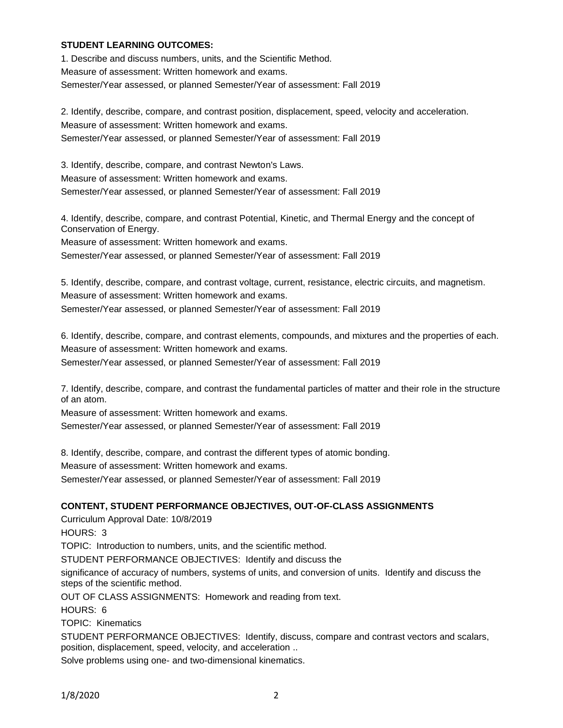**STUDENT LEARNING OUTCOMES:**

1. Describe and discuss numbers, units, and the Scientific Method.
Measure of assessment: Written homework and exams.
Semester/Year assessed, or planned Semester/Year of assessment: Fall 2019

2. Identify, describe, compare, and contrast position, displacement, speed, velocity and acceleration.
Measure of assessment: Written homework and exams.
Semester/Year assessed, or planned Semester/Year of assessment: Fall 2019

3. Identify, describe, compare, and contrast Newton's Laws.
Measure of assessment: Written homework and exams.
Semester/Year assessed, or planned Semester/Year of assessment: Fall 2019

4. Identify, describe, compare, and contrast Potential, Kinetic, and Thermal Energy and the concept of Conservation of Energy.
Measure of assessment: Written homework and exams.
Semester/Year assessed, or planned Semester/Year of assessment: Fall 2019

5. Identify, describe, compare, and contrast voltage, current, resistance, electric circuits, and magnetism.
Measure of assessment: Written homework and exams.
Semester/Year assessed, or planned Semester/Year of assessment: Fall 2019

6. Identify, describe, compare, and contrast elements, compounds, and mixtures and the properties of each.
Measure of assessment: Written homework and exams.
Semester/Year assessed, or planned Semester/Year of assessment: Fall 2019

7. Identify, describe, compare, and contrast the fundamental particles of matter and their role in the structure of an atom.
Measure of assessment: Written homework and exams.
Semester/Year assessed, or planned Semester/Year of assessment: Fall 2019

8. Identify, describe, compare, and contrast the different types of atomic bonding.
Measure of assessment: Written homework and exams.
Semester/Year assessed, or planned Semester/Year of assessment: Fall 2019

**CONTENT, STUDENT PERFORMANCE OBJECTIVES, OUT-OF-CLASS ASSIGNMENTS**

Curriculum Approval Date: 10/8/2019

HOURS: 3

TOPIC: Introduction to numbers, units, and the scientific method.

STUDENT PERFORMANCE OBJECTIVES: Identify and discuss the significance of accuracy of numbers, systems of units, and conversion of units. Identify and discuss the steps of the scientific method.

OUT OF CLASS ASSIGNMENTS: Homework and reading from text.

HOURS: 6

TOPIC: Kinematics

STUDENT PERFORMANCE OBJECTIVES: Identify, discuss, compare and contrast vectors and scalars, position, displacement, speed, velocity, and acceleration ..
Solve problems using one- and two-dimensional kinematics.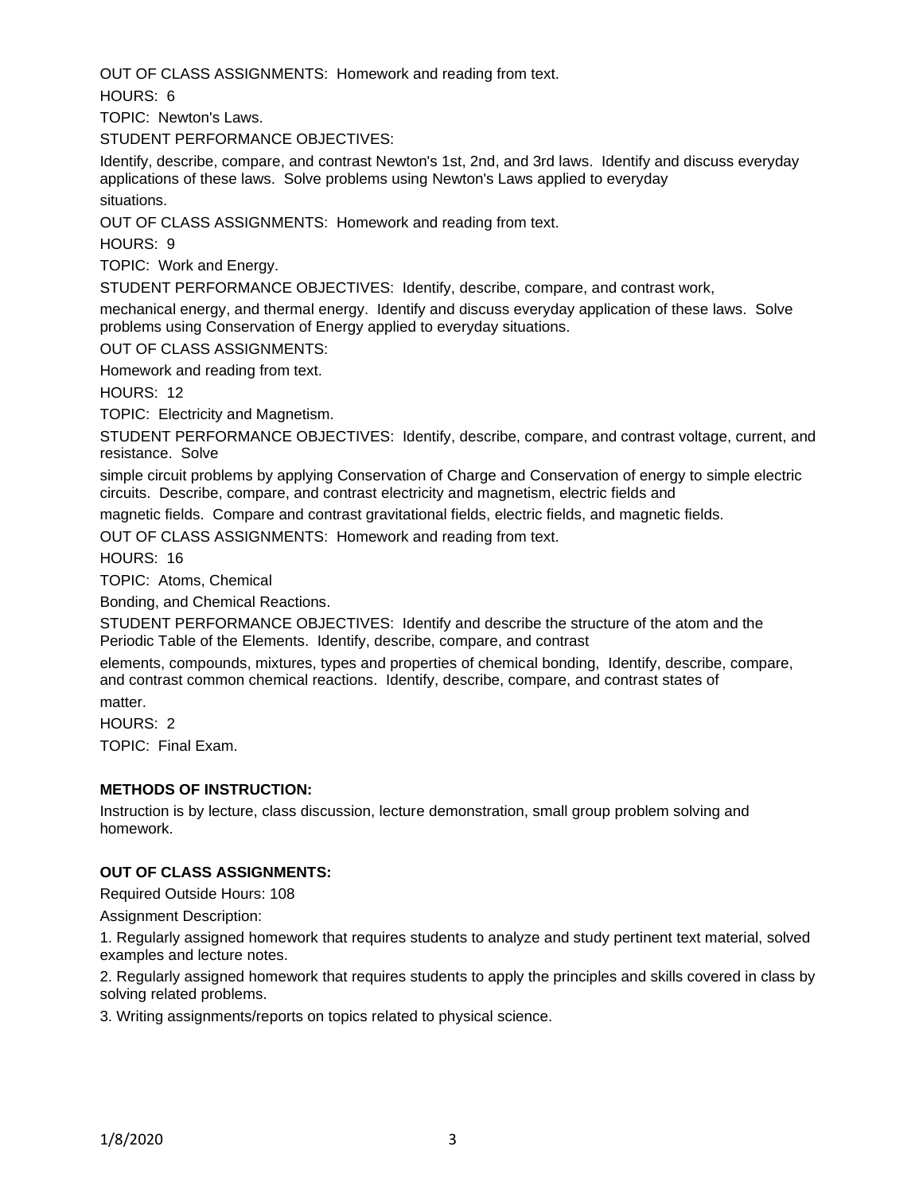OUT OF CLASS ASSIGNMENTS: Homework and reading from text.

HOURS: 6

TOPIC: Newton's Laws.

STUDENT PERFORMANCE OBJECTIVES:

Identify, describe, compare, and contrast Newton's 1st, 2nd, and 3rd laws. Identify and discuss everyday applications of these laws. Solve problems using Newton's Laws applied to everyday situations.

OUT OF CLASS ASSIGNMENTS: Homework and reading from text.

HOURS: 9

TOPIC: Work and Energy.

STUDENT PERFORMANCE OBJECTIVES: Identify, describe, compare, and contrast work, mechanical energy, and thermal energy. Identify and discuss everyday application of these laws. Solve problems using Conservation of Energy applied to everyday situations.

OUT OF CLASS ASSIGNMENTS:

Homework and reading from text.

HOURS: 12

TOPIC: Electricity and Magnetism.

STUDENT PERFORMANCE OBJECTIVES: Identify, describe, compare, and contrast voltage, current, and resistance. Solve simple circuit problems by applying Conservation of Charge and Conservation of energy to simple electric circuits. Describe, compare, and contrast electricity and magnetism, electric fields and magnetic fields. Compare and contrast gravitational fields, electric fields, and magnetic fields.

OUT OF CLASS ASSIGNMENTS: Homework and reading from text.

HOURS: 16

TOPIC: Atoms, Chemical Bonding, and Chemical Reactions.

STUDENT PERFORMANCE OBJECTIVES: Identify and describe the structure of the atom and the Periodic Table of the Elements. Identify, describe, compare, and contrast elements, compounds, mixtures, types and properties of chemical bonding, Identify, describe, compare, and contrast common chemical reactions. Identify, describe, compare, and contrast states of matter.

HOURS: 2

TOPIC: Final Exam.

**METHODS OF INSTRUCTION:**

Instruction is by lecture, class discussion, lecture demonstration, small group problem solving and homework.

**OUT OF CLASS ASSIGNMENTS:**

Required Outside Hours: 108

Assignment Description:

1. Regularly assigned homework that requires students to analyze and study pertinent text material, solved examples and lecture notes.
2. Regularly assigned homework that requires students to apply the principles and skills covered in class by solving related problems.
3. Writing assignments/reports on topics related to physical science.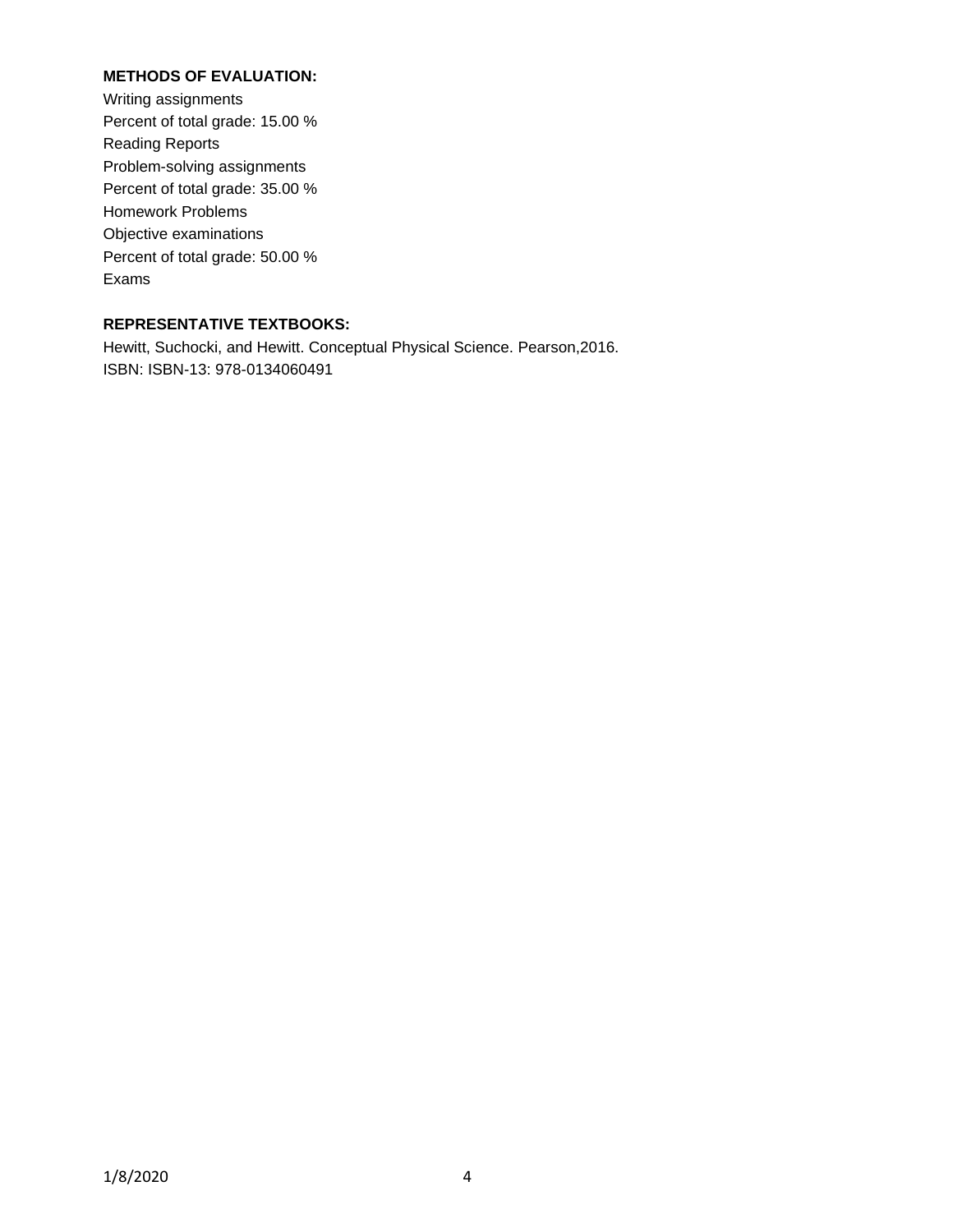**METHODS OF EVALUATION:**

Writing assignments
Percent of total grade: 15.00 %
Reading Reports
Problem-solving assignments
Percent of total grade: 35.00 %
Homework Problems
Objective examinations
Percent of total grade: 50.00 %
Exams

**REPRESENTATIVE TEXTBOOKS:**

Hewitt, Suchocki, and Hewitt. Conceptual Physical Science. Pearson,2016.
ISBN: ISBN-13: 978-0134060491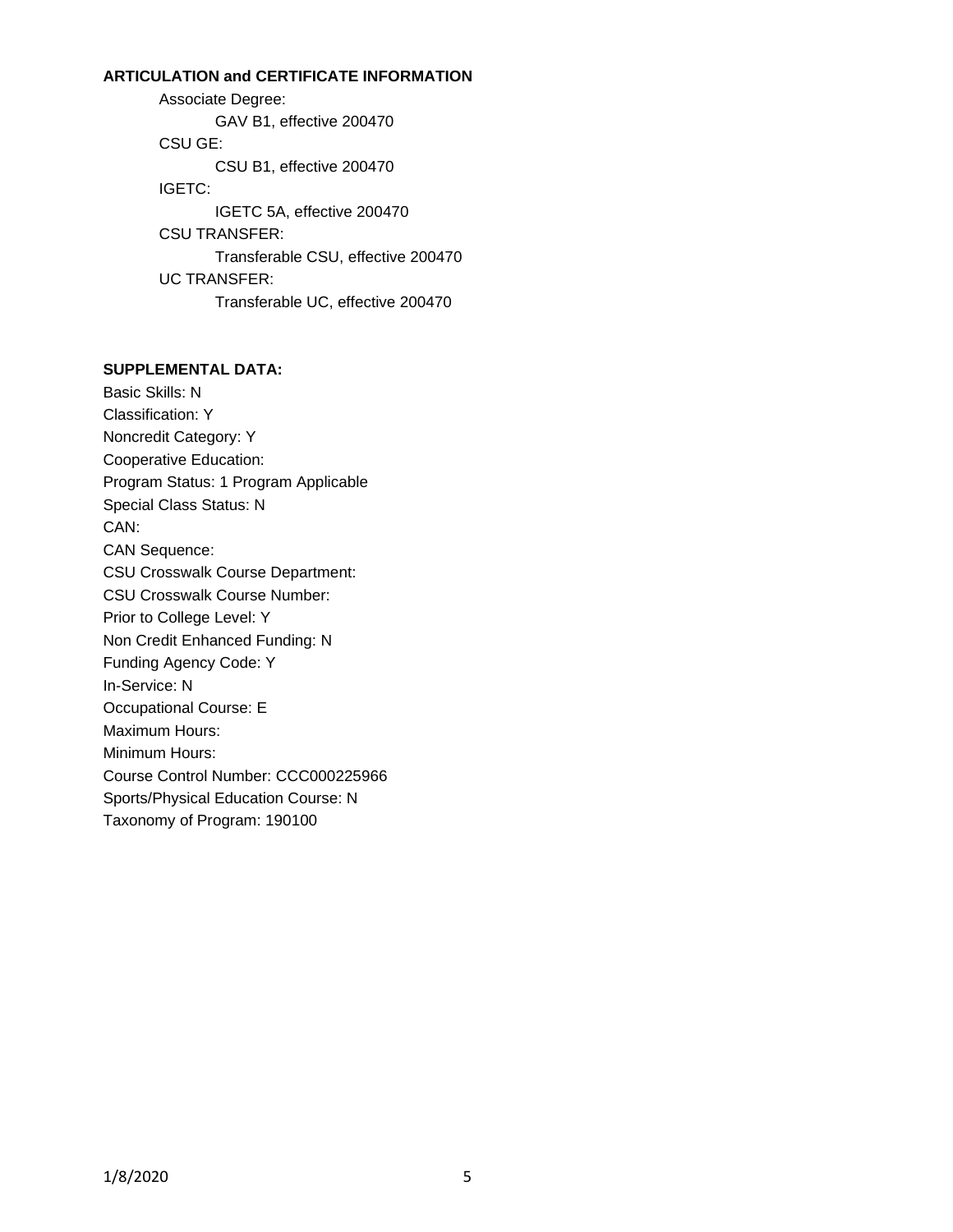**ARTICULATION and CERTIFICATE INFORMATION**

Associate Degree:
- GAV B1, effective 200470

CSU GE:
- CSU B1, effective 200470

IGETC:
- IGETC 5A, effective 200470

CSU TRANSFER:
- Transferable CSU, effective 200470

UC TRANSFER:
- Transferable UC, effective 200470

**SUPPLEMENTAL DATA:**

Basic Skills: N
Classification: Y
Noncredit Category: Y
Cooperative Education:
Program Status: 1 Program Applicable
Special Class Status: N
CAN:
CAN Sequence:
CSU Crosswalk Course Department:
CSU Crosswalk Course Number:
Prior to College Level: Y
Non Credit Enhanced Funding: N
Funding Agency Code: Y
In-Service: N
Occupational Course: E
Maximum Hours:
Minimum Hours:
Course Control Number: CCC000225966
Sports/Physical Education Course: N
Taxonomy of Program: 190100